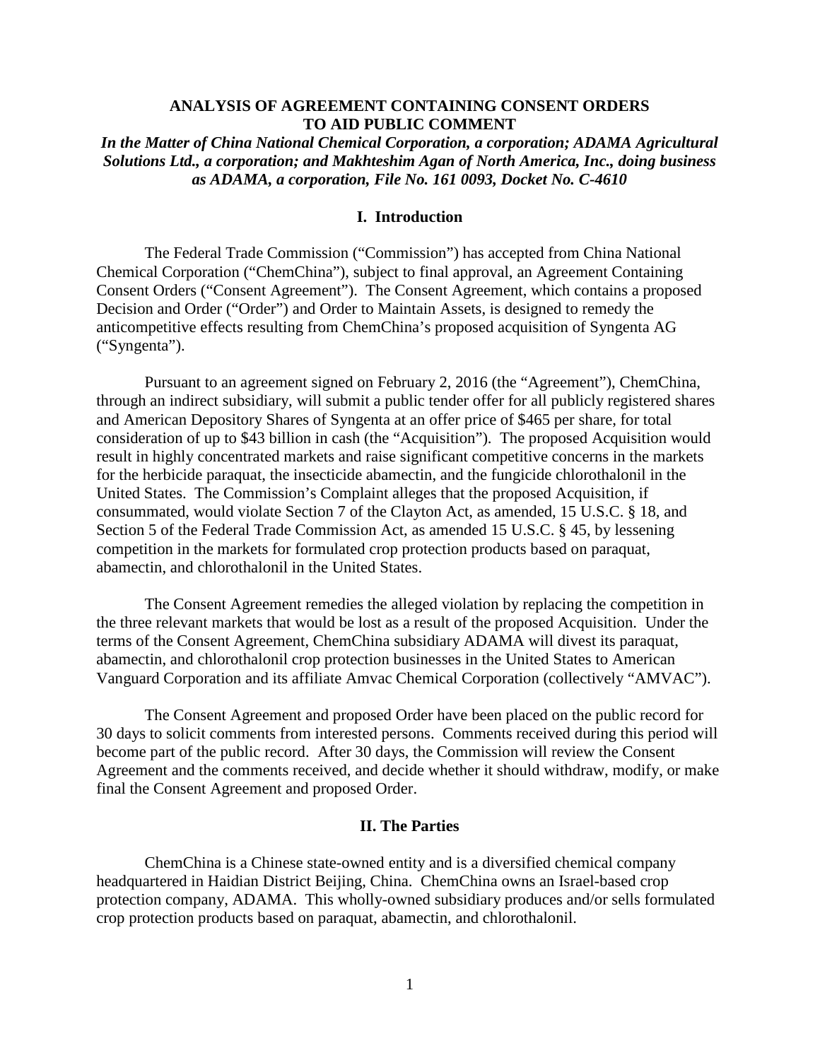# ANALYSIS OF AGREEMENT CONTAINING CONSENT ORDERS TO AID PUBLIC COMMENT

***In the Matter of China National Chemical Corporation, a corporation; ADAMA Agricultural Solutions Ltd., a corporation; and Makhteshim Agan of North America, Inc., doing business as ADAMA, a corporation, File No. 161 0093, Docket No. C-4610***

## I. Introduction

The Federal Trade Commission ("Commission") has accepted from China National Chemical Corporation ("ChemChina"), subject to final approval, an Agreement Containing Consent Orders ("Consent Agreement"). The Consent Agreement, which contains a proposed Decision and Order ("Order") and Order to Maintain Assets, is designed to remedy the anticompetitive effects resulting from ChemChina's proposed acquisition of Syngenta AG ("Syngenta").

Pursuant to an agreement signed on February 2, 2016 (the "Agreement"), ChemChina, through an indirect subsidiary, will submit a public tender offer for all publicly registered shares and American Depository Shares of Syngenta at an offer price of $465 per share, for total consideration of up to $43 billion in cash (the "Acquisition"). The proposed Acquisition would result in highly concentrated markets and raise significant competitive concerns in the markets for the herbicide paraquat, the insecticide abamectin, and the fungicide chlorothalonil in the United States. The Commission's Complaint alleges that the proposed Acquisition, if consummated, would violate Section 7 of the Clayton Act, as amended, 15 U.S.C. § 18, and Section 5 of the Federal Trade Commission Act, as amended 15 U.S.C. § 45, by lessening competition in the markets for formulated crop protection products based on paraquat, abamectin, and chlorothalonil in the United States.

The Consent Agreement remedies the alleged violation by replacing the competition in the three relevant markets that would be lost as a result of the proposed Acquisition. Under the terms of the Consent Agreement, ChemChina subsidiary ADAMA will divest its paraquat, abamectin, and chlorothalonil crop protection businesses in the United States to American Vanguard Corporation and its affiliate Amvac Chemical Corporation (collectively "AMVAC").

The Consent Agreement and proposed Order have been placed on the public record for 30 days to solicit comments from interested persons. Comments received during this period will become part of the public record. After 30 days, the Commission will review the Consent Agreement and the comments received, and decide whether it should withdraw, modify, or make final the Consent Agreement and proposed Order.

## II. The Parties

ChemChina is a Chinese state-owned entity and is a diversified chemical company headquartered in Haidian District Beijing, China. ChemChina owns an Israel-based crop protection company, ADAMA. This wholly-owned subsidiary produces and/or sells formulated crop protection products based on paraquat, abamectin, and chlorothalonil.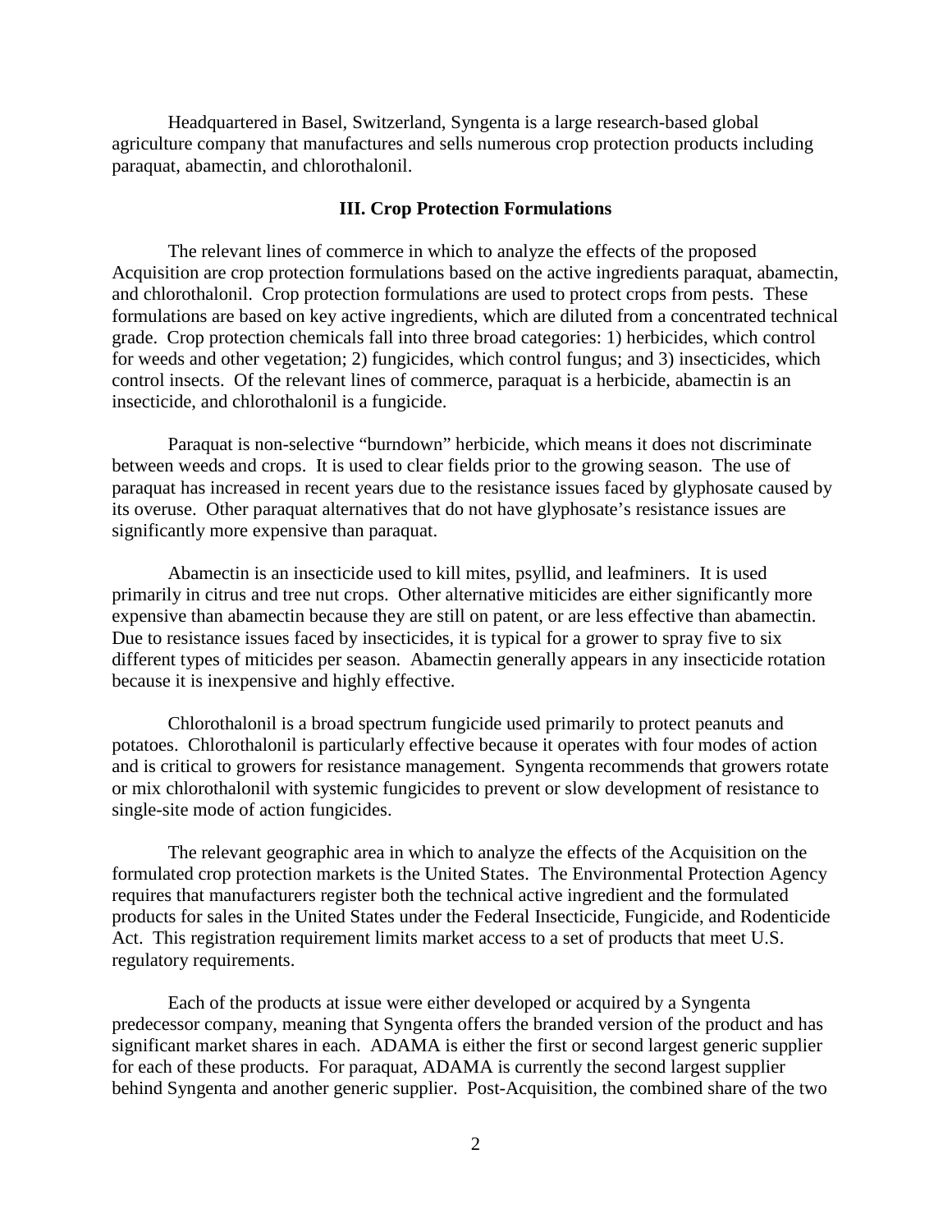Headquartered in Basel, Switzerland, Syngenta is a large research-based global agriculture company that manufactures and sells numerous crop protection products including paraquat, abamectin, and chlorothalonil.

## III. Crop Protection Formulations

The relevant lines of commerce in which to analyze the effects of the proposed Acquisition are crop protection formulations based on the active ingredients paraquat, abamectin, and chlorothalonil. Crop protection formulations are used to protect crops from pests. These formulations are based on key active ingredients, which are diluted from a concentrated technical grade. Crop protection chemicals fall into three broad categories: 1) herbicides, which control for weeds and other vegetation; 2) fungicides, which control fungus; and 3) insecticides, which control insects. Of the relevant lines of commerce, paraquat is a herbicide, abamectin is an insecticide, and chlorothalonil is a fungicide.

Paraquat is non-selective "burndown" herbicide, which means it does not discriminate between weeds and crops. It is used to clear fields prior to the growing season. The use of paraquat has increased in recent years due to the resistance issues faced by glyphosate caused by its overuse. Other paraquat alternatives that do not have glyphosate's resistance issues are significantly more expensive than paraquat.

Abamectin is an insecticide used to kill mites, psyllid, and leafminers. It is used primarily in citrus and tree nut crops. Other alternative miticides are either significantly more expensive than abamectin because they are still on patent, or are less effective than abamectin. Due to resistance issues faced by insecticides, it is typical for a grower to spray five to six different types of miticides per season. Abamectin generally appears in any insecticide rotation because it is inexpensive and highly effective.

Chlorothalonil is a broad spectrum fungicide used primarily to protect peanuts and potatoes. Chlorothalonil is particularly effective because it operates with four modes of action and is critical to growers for resistance management. Syngenta recommends that growers rotate or mix chlorothalonil with systemic fungicides to prevent or slow development of resistance to single-site mode of action fungicides.

The relevant geographic area in which to analyze the effects of the Acquisition on the formulated crop protection markets is the United States. The Environmental Protection Agency requires that manufacturers register both the technical active ingredient and the formulated products for sales in the United States under the Federal Insecticide, Fungicide, and Rodenticide Act. This registration requirement limits market access to a set of products that meet U.S. regulatory requirements.

Each of the products at issue were either developed or acquired by a Syngenta predecessor company, meaning that Syngenta offers the branded version of the product and has significant market shares in each. ADAMA is either the first or second largest generic supplier for each of these products. For paraquat, ADAMA is currently the second largest supplier behind Syngenta and another generic supplier. Post-Acquisition, the combined share of the two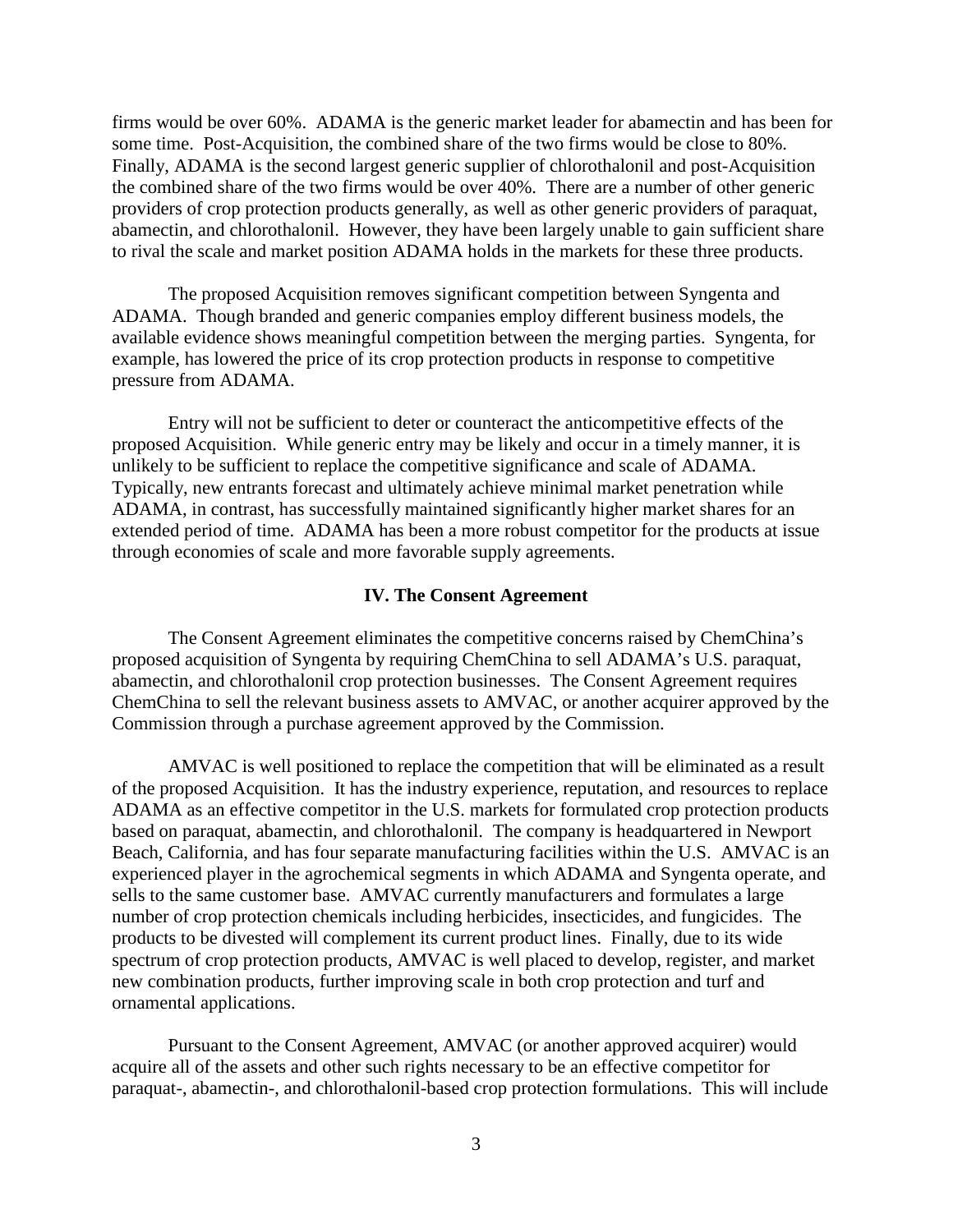firms would be over 60%. ADAMA is the generic market leader for abamectin and has been for some time. Post-Acquisition, the combined share of the two firms would be close to 80%. Finally, ADAMA is the second largest generic supplier of chlorothalonil and post-Acquisition the combined share of the two firms would be over 40%. There are a number of other generic providers of crop protection products generally, as well as other generic providers of paraquat, abamectin, and chlorothalonil. However, they have been largely unable to gain sufficient share to rival the scale and market position ADAMA holds in the markets for these three products.

The proposed Acquisition removes significant competition between Syngenta and ADAMA. Though branded and generic companies employ different business models, the available evidence shows meaningful competition between the merging parties. Syngenta, for example, has lowered the price of its crop protection products in response to competitive pressure from ADAMA.

Entry will not be sufficient to deter or counteract the anticompetitive effects of the proposed Acquisition. While generic entry may be likely and occur in a timely manner, it is unlikely to be sufficient to replace the competitive significance and scale of ADAMA. Typically, new entrants forecast and ultimately achieve minimal market penetration while ADAMA, in contrast, has successfully maintained significantly higher market shares for an extended period of time. ADAMA has been a more robust competitor for the products at issue through economies of scale and more favorable supply agreements.

## IV. The Consent Agreement

The Consent Agreement eliminates the competitive concerns raised by ChemChina's proposed acquisition of Syngenta by requiring ChemChina to sell ADAMA's U.S. paraquat, abamectin, and chlorothalonil crop protection businesses. The Consent Agreement requires ChemChina to sell the relevant business assets to AMVAC, or another acquirer approved by the Commission through a purchase agreement approved by the Commission.

AMVAC is well positioned to replace the competition that will be eliminated as a result of the proposed Acquisition. It has the industry experience, reputation, and resources to replace ADAMA as an effective competitor in the U.S. markets for formulated crop protection products based on paraquat, abamectin, and chlorothalonil. The company is headquartered in Newport Beach, California, and has four separate manufacturing facilities within the U.S. AMVAC is an experienced player in the agrochemical segments in which ADAMA and Syngenta operate, and sells to the same customer base. AMVAC currently manufacturers and formulates a large number of crop protection chemicals including herbicides, insecticides, and fungicides. The products to be divested will complement its current product lines. Finally, due to its wide spectrum of crop protection products, AMVAC is well placed to develop, register, and market new combination products, further improving scale in both crop protection and turf and ornamental applications.

Pursuant to the Consent Agreement, AMVAC (or another approved acquirer) would acquire all of the assets and other such rights necessary to be an effective competitor for paraquat-, abamectin-, and chlorothalonil-based crop protection formulations. This will include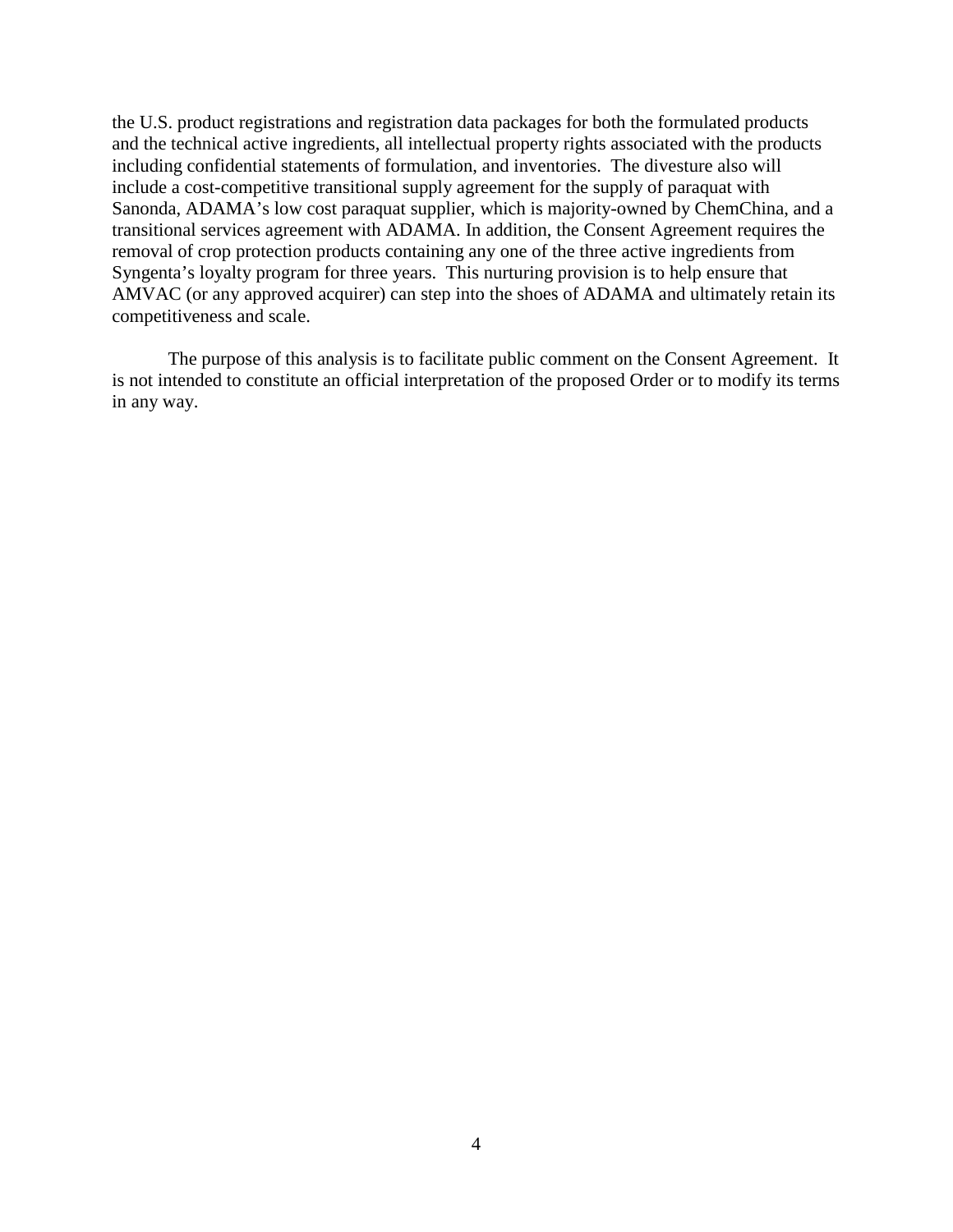the U.S. product registrations and registration data packages for both the formulated products and the technical active ingredients, all intellectual property rights associated with the products including confidential statements of formulation, and inventories. The divesture also will include a cost-competitive transitional supply agreement for the supply of paraquat with Sanonda, ADAMA's low cost paraquat supplier, which is majority-owned by ChemChina, and a transitional services agreement with ADAMA. In addition, the Consent Agreement requires the removal of crop protection products containing any one of the three active ingredients from Syngenta's loyalty program for three years. This nurturing provision is to help ensure that AMVAC (or any approved acquirer) can step into the shoes of ADAMA and ultimately retain its competitiveness and scale.

The purpose of this analysis is to facilitate public comment on the Consent Agreement. It is not intended to constitute an official interpretation of the proposed Order or to modify its terms in any way.